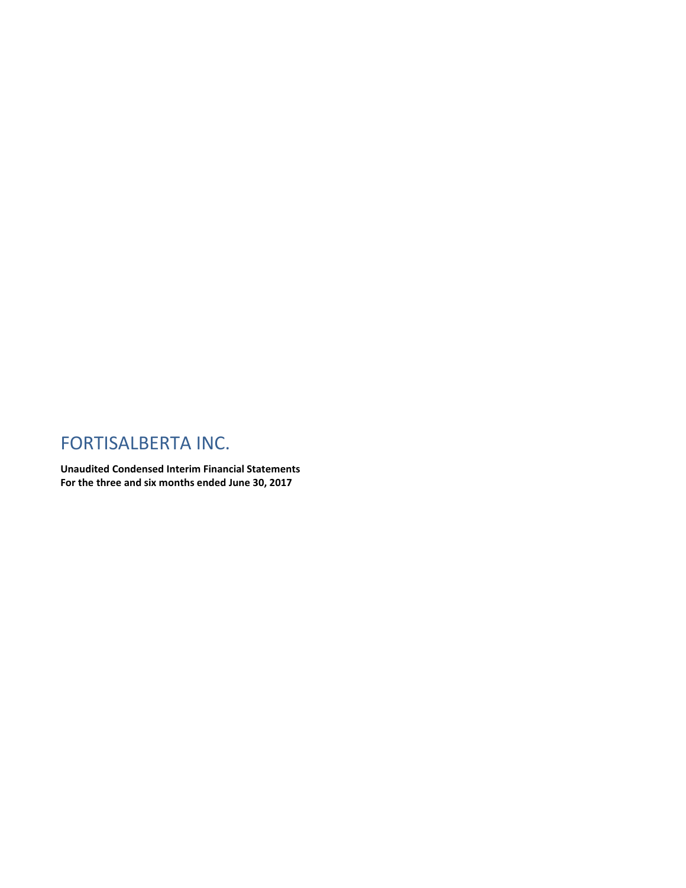# FORTISALBERTA INC.

**Unaudited Condensed Interim Financial Statements**
**For the three and six months ended June 30, 2017**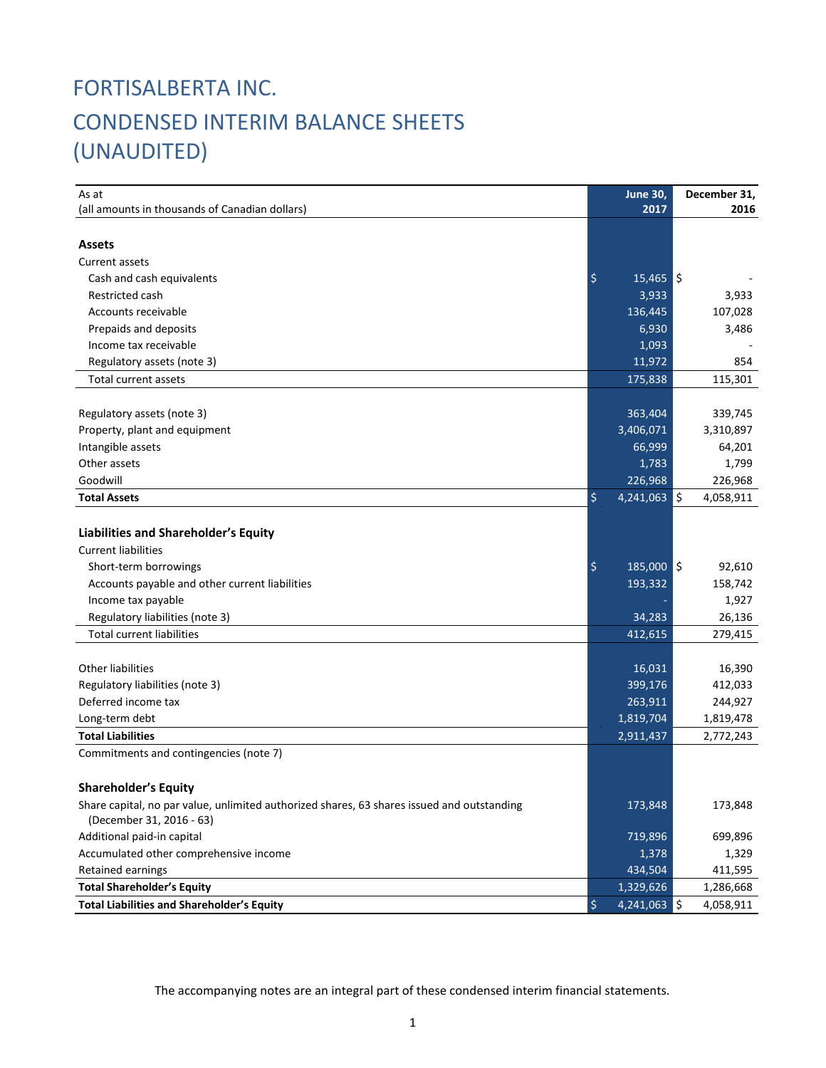# FORTISALBERTA INC.

# CONDENSED INTERIM BALANCE SHEETS (UNAUDITED)

| As at<br>(all amounts in thousands of Canadian dollars) | June 30, 2017 | December 31, 2016 |
|---|---|---|
| **Assets** | | |
| Current assets | | |
| Cash and cash equivalents | $ 15,465 | $ - |
| Restricted cash | 3,933 | 3,933 |
| Accounts receivable | 136,445 | 107,028 |
| Prepaids and deposits | 6,930 | 3,486 |
| Income tax receivable | 1,093 | - |
| Regulatory assets (note 3) | 11,972 | 854 |
| Total current assets | 175,838 | 115,301 |
| | | |
| Regulatory assets (note 3) | 363,404 | 339,745 |
| Property, plant and equipment | 3,406,071 | 3,310,897 |
| Intangible assets | 66,999 | 64,201 |
| Other assets | 1,783 | 1,799 |
| Goodwill | 226,968 | 226,968 |
| **Total Assets** | $ 4,241,063 | $ 4,058,911 |
| | | |
| **Liabilities and Shareholder's Equity** | | |
| Current liabilities | | |
| Short-term borrowings | $ 185,000 | $ 92,610 |
| Accounts payable and other current liabilities | 193,332 | 158,742 |
| Income tax payable | - | 1,927 |
| Regulatory liabilities (note 3) | 34,283 | 26,136 |
| Total current liabilities | 412,615 | 279,415 |
| | | |
| Other liabilities | 16,031 | 16,390 |
| Regulatory liabilities (note 3) | 399,176 | 412,033 |
| Deferred income tax | 263,911 | 244,927 |
| Long-term debt | 1,819,704 | 1,819,478 |
| **Total Liabilities** | 2,911,437 | 2,772,243 |
| Commitments and contingencies (note 7) | | |
| | | |
| **Shareholder's Equity** | | |
| Share capital, no par value, unlimited authorized shares, 63 shares issued and outstanding (December 31, 2016 - 63) | 173,848 | 173,848 |
| Additional paid-in capital | 719,896 | 699,896 |
| Accumulated other comprehensive income | 1,378 | 1,329 |
| Retained earnings | 434,504 | 411,595 |
| **Total Shareholder's Equity** | 1,329,626 | 1,286,668 |
| **Total Liabilities and Shareholder's Equity** | $ 4,241,063 | $ 4,058,911 |

The accompanying notes are an integral part of these condensed interim financial statements.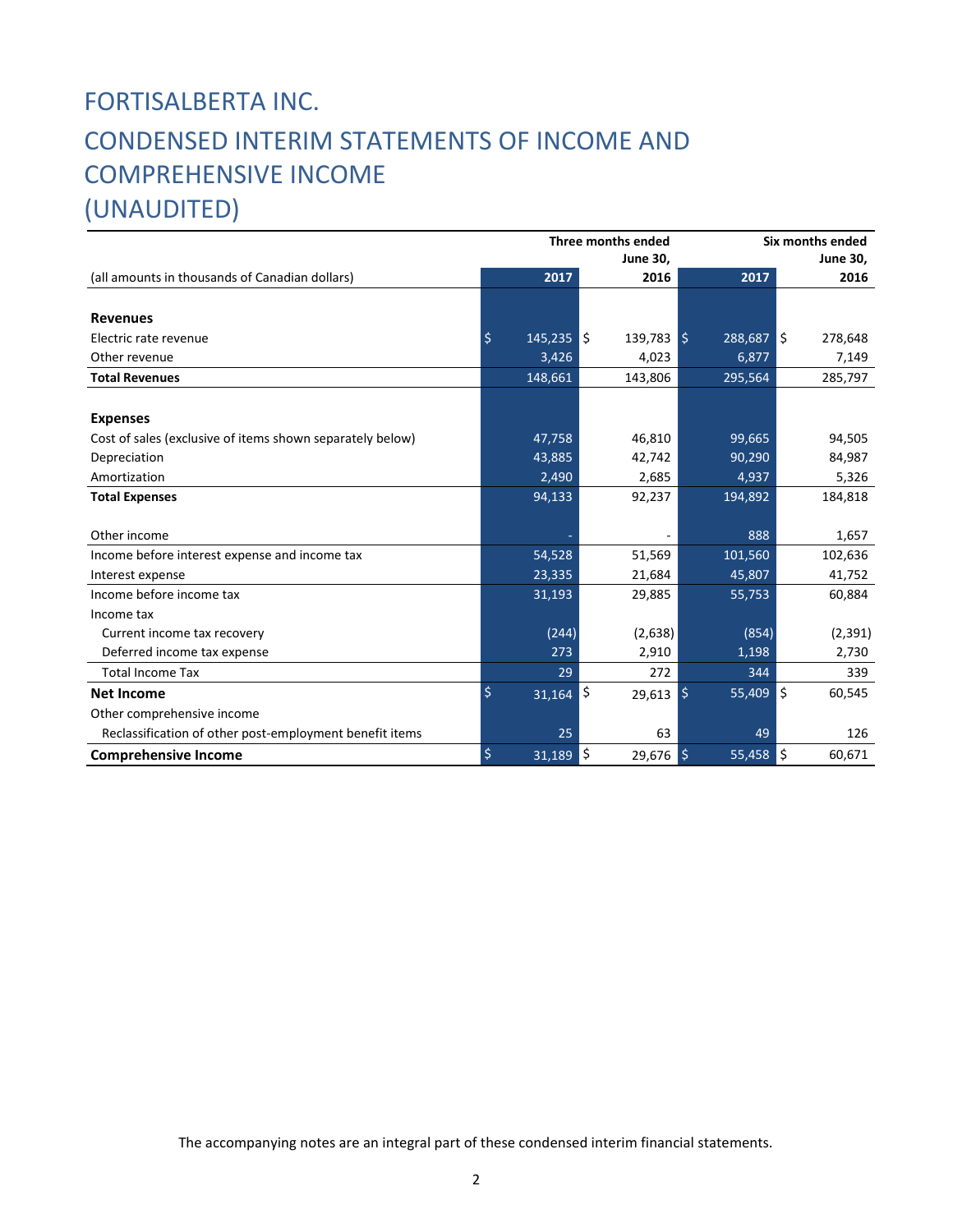# FORTISALBERTA INC.

# CONDENSED INTERIM STATEMENTS OF INCOME AND COMPREHENSIVE INCOME (UNAUDITED)

| (all amounts in thousands of Canadian dollars) | Three months ended June 30, 2017 | Three months ended June 30, 2016 | Six months ended June 30, 2017 | Six months ended June 30, 2016 |
|---|---|---|---|---|
| **Revenues** | | | | |
| Electric rate revenue | $ 145,235 | $ 139,783 | $ 288,687 | $ 278,648 |
| Other revenue | 3,426 | 4,023 | 6,877 | 7,149 |
| **Total Revenues** | 148,661 | 143,806 | 295,564 | 285,797 |
| **Expenses** | | | | |
| Cost of sales (exclusive of items shown separately below) | 47,758 | 46,810 | 99,665 | 94,505 |
| Depreciation | 43,885 | 42,742 | 90,290 | 84,987 |
| Amortization | 2,490 | 2,685 | 4,937 | 5,326 |
| **Total Expenses** | 94,133 | 92,237 | 194,892 | 184,818 |
| Other income | - | - | 888 | 1,657 |
| Income before interest expense and income tax | 54,528 | 51,569 | 101,560 | 102,636 |
| Interest expense | 23,335 | 21,684 | 45,807 | 41,752 |
| Income before income tax | 31,193 | 29,885 | 55,753 | 60,884 |
| Income tax | | | | |
| Current income tax recovery | (244) | (2,638) | (854) | (2,391) |
| Deferred income tax expense | 273 | 2,910 | 1,198 | 2,730 |
| Total Income Tax | 29 | 272 | 344 | 339 |
| **Net Income** | $ 31,164 | $ 29,613 | $ 55,409 | $ 60,545 |
| Other comprehensive income | | | | |
| Reclassification of other post-employment benefit items | 25 | 63 | 49 | 126 |
| **Comprehensive Income** | $ 31,189 | $ 29,676 | $ 55,458 | $ 60,671 |

The accompanying notes are an integral part of these condensed interim financial statements.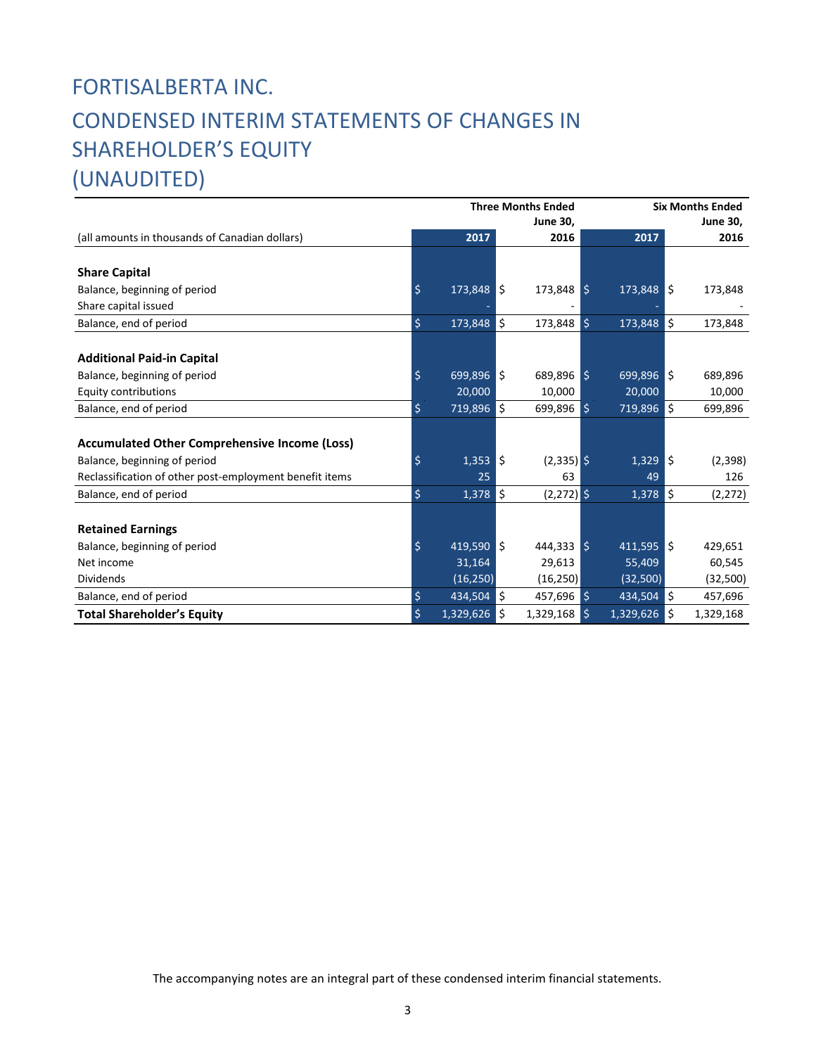# FORTISALBERTA INC.

# CONDENSED INTERIM STATEMENTS OF CHANGES IN SHAREHOLDER'S EQUITY (UNAUDITED)

| (all amounts in thousands of Canadian dollars) | Three Months Ended June 30, 2017 | Three Months Ended June 30, 2016 | Six Months Ended June 30, 2017 | Six Months Ended June 30, 2016 |
|---|---|---|---|---|
| **Share Capital** | | | | |
| Balance, beginning of period | $ 173,848 | $ 173,848 | $ 173,848 | $ 173,848 |
| Share capital issued | - | - | - | - |
| Balance, end of period | $ 173,848 | $ 173,848 | $ 173,848 | $ 173,848 |
| **Additional Paid-in Capital** | | | | |
| Balance, beginning of period | $ 699,896 | $ 689,896 | $ 699,896 | $ 689,896 |
| Equity contributions | 20,000 | 10,000 | 20,000 | 10,000 |
| Balance, end of period | $ 719,896 | $ 699,896 | $ 719,896 | $ 699,896 |
| **Accumulated Other Comprehensive Income (Loss)** | | | | |
| Balance, beginning of period | $ 1,353 | $ (2,335) | $ 1,329 | $ (2,398) |
| Reclassification of other post-employment benefit items | 25 | 63 | 49 | 126 |
| Balance, end of period | $ 1,378 | $ (2,272) | $ 1,378 | $ (2,272) |
| **Retained Earnings** | | | | |
| Balance, beginning of period | $ 419,590 | $ 444,333 | $ 411,595 | $ 429,651 |
| Net income | 31,164 | 29,613 | 55,409 | 60,545 |
| Dividends | (16,250) | (16,250) | (32,500) | (32,500) |
| Balance, end of period | $ 434,504 | $ 457,696 | $ 434,504 | $ 457,696 |
| **Total Shareholder's Equity** | $ 1,329,626 | $ 1,329,168 | $ 1,329,626 | $ 1,329,168 |

The accompanying notes are an integral part of these condensed interim financial statements.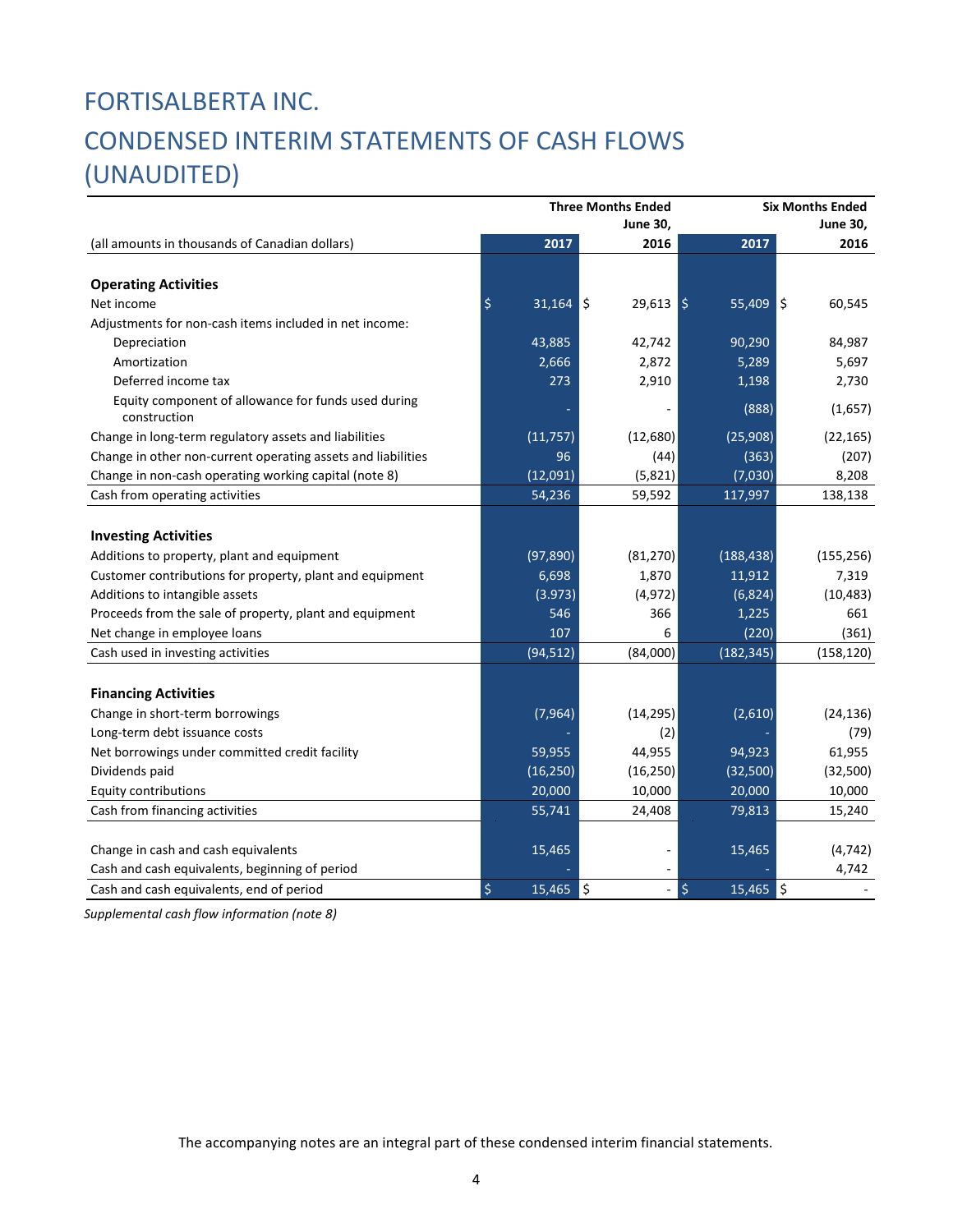# FORTISALBERTA INC.

# CONDENSED INTERIM STATEMENTS OF CASH FLOWS (UNAUDITED)

| (all amounts in thousands of Canadian dollars) | Three Months Ended June 30, 2017 | Three Months Ended June 30, 2016 | Six Months Ended June 30, 2017 | Six Months Ended June 30, 2016 |
|---|---|---|---|---|
| **Operating Activities** | | | | |
| Net income | $ 31,164 | $ 29,613 | $ 55,409 | $ 60,545 |
| Adjustments for non-cash items included in net income: | | | | |
| Depreciation | 43,885 | 42,742 | 90,290 | 84,987 |
| Amortization | 2,666 | 2,872 | 5,289 | 5,697 |
| Deferred income tax | 273 | 2,910 | 1,198 | 2,730 |
| Equity component of allowance for funds used during construction | - | - | (888) | (1,657) |
| Change in long-term regulatory assets and liabilities | (11,757) | (12,680) | (25,908) | (22,165) |
| Change in other non-current operating assets and liabilities | 96 | (44) | (363) | (207) |
| Change in non-cash operating working capital (note 8) | (12,091) | (5,821) | (7,030) | 8,208 |
| Cash from operating activities | 54,236 | 59,592 | 117,997 | 138,138 |
| **Investing Activities** | | | | |
| Additions to property, plant and equipment | (97,890) | (81,270) | (188,438) | (155,256) |
| Customer contributions for property, plant and equipment | 6,698 | 1,870 | 11,912 | 7,319 |
| Additions to intangible assets | (3.973) | (4,972) | (6,824) | (10,483) |
| Proceeds from the sale of property, plant and equipment | 546 | 366 | 1,225 | 661 |
| Net change in employee loans | 107 | 6 | (220) | (361) |
| Cash used in investing activities | (94,512) | (84,000) | (182,345) | (158,120) |
| **Financing Activities** | | | | |
| Change in short-term borrowings | (7,964) | (14,295) | (2,610) | (24,136) |
| Long-term debt issuance costs | - | (2) | - | (79) |
| Net borrowings under committed credit facility | 59,955 | 44,955 | 94,923 | 61,955 |
| Dividends paid | (16,250) | (16,250) | (32,500) | (32,500) |
| Equity contributions | 20,000 | 10,000 | 20,000 | 10,000 |
| Cash from financing activities | 55,741 | 24,408 | 79,813 | 15,240 |
| Change in cash and cash equivalents | 15,465 | - | 15,465 | (4,742) |
| Cash and cash equivalents, beginning of period | - | - | - | 4,742 |
| Cash and cash equivalents, end of period | $ 15,465 | $ - | $ 15,465 | $ - |

*Supplemental cash flow information (note 8)*

The accompanying notes are an integral part of these condensed interim financial statements.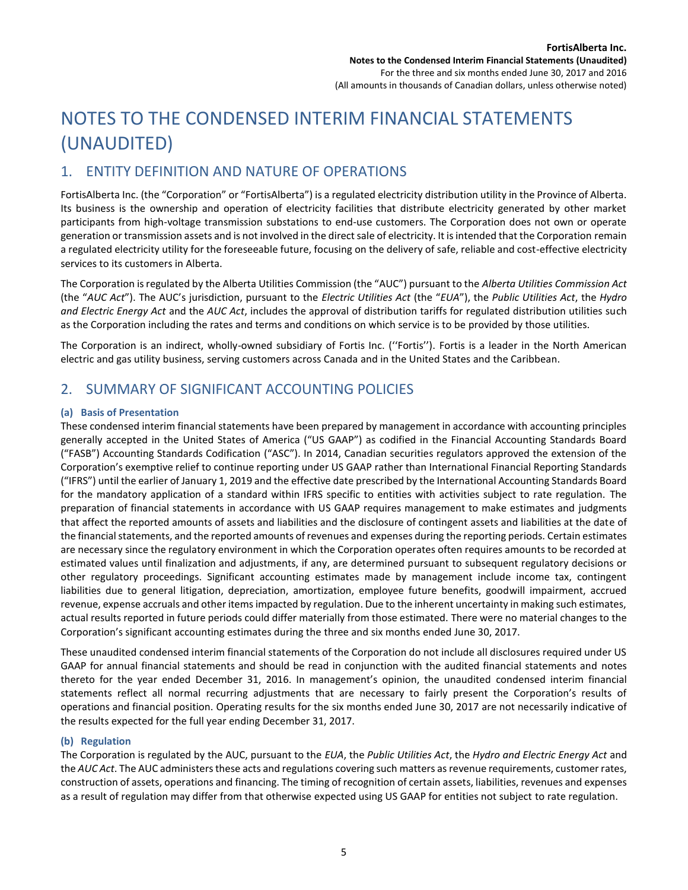# NOTES TO THE CONDENSED INTERIM FINANCIAL STATEMENTS (UNAUDITED)

## 1. ENTITY DEFINITION AND NATURE OF OPERATIONS

FortisAlberta Inc. (the "Corporation" or "FortisAlberta") is a regulated electricity distribution utility in the Province of Alberta. Its business is the ownership and operation of electricity facilities that distribute electricity generated by other market participants from high-voltage transmission substations to end-use customers. The Corporation does not own or operate generation or transmission assets and is not involved in the direct sale of electricity. It is intended that the Corporation remain a regulated electricity utility for the foreseeable future, focusing on the delivery of safe, reliable and cost-effective electricity services to its customers in Alberta.

The Corporation is regulated by the Alberta Utilities Commission (the "AUC") pursuant to the *Alberta Utilities Commission Act* (the "*AUC Act*"). The AUC's jurisdiction, pursuant to the *Electric Utilities Act* (the "*EUA*"), the *Public Utilities Act*, the *Hydro and Electric Energy Act* and the *AUC Act*, includes the approval of distribution tariffs for regulated distribution utilities such as the Corporation including the rates and terms and conditions on which service is to be provided by those utilities.

The Corporation is an indirect, wholly-owned subsidiary of Fortis Inc. (''Fortis''). Fortis is a leader in the North American electric and gas utility business, serving customers across Canada and in the United States and the Caribbean.

## 2. SUMMARY OF SIGNIFICANT ACCOUNTING POLICIES

### (a) Basis of Presentation

These condensed interim financial statements have been prepared by management in accordance with accounting principles generally accepted in the United States of America ("US GAAP") as codified in the Financial Accounting Standards Board ("FASB") Accounting Standards Codification ("ASC"). In 2014, Canadian securities regulators approved the extension of the Corporation's exemptive relief to continue reporting under US GAAP rather than International Financial Reporting Standards ("IFRS") until the earlier of January 1, 2019 and the effective date prescribed by the International Accounting Standards Board for the mandatory application of a standard within IFRS specific to entities with activities subject to rate regulation. The preparation of financial statements in accordance with US GAAP requires management to make estimates and judgments that affect the reported amounts of assets and liabilities and the disclosure of contingent assets and liabilities at the date of the financial statements, and the reported amounts of revenues and expenses during the reporting periods. Certain estimates are necessary since the regulatory environment in which the Corporation operates often requires amounts to be recorded at estimated values until finalization and adjustments, if any, are determined pursuant to subsequent regulatory decisions or other regulatory proceedings. Significant accounting estimates made by management include income tax, contingent liabilities due to general litigation, depreciation, amortization, employee future benefits, goodwill impairment, accrued revenue, expense accruals and other items impacted by regulation. Due to the inherent uncertainty in making such estimates, actual results reported in future periods could differ materially from those estimated. There were no material changes to the Corporation's significant accounting estimates during the three and six months ended June 30, 2017.

These unaudited condensed interim financial statements of the Corporation do not include all disclosures required under US GAAP for annual financial statements and should be read in conjunction with the audited financial statements and notes thereto for the year ended December 31, 2016. In management's opinion, the unaudited condensed interim financial statements reflect all normal recurring adjustments that are necessary to fairly present the Corporation's results of operations and financial position. Operating results for the six months ended June 30, 2017 are not necessarily indicative of the results expected for the full year ending December 31, 2017.

### (b) Regulation

The Corporation is regulated by the AUC, pursuant to the *EUA*, the *Public Utilities Act*, the *Hydro and Electric Energy Act* and the *AUC Act*. The AUC administers these acts and regulations covering such matters as revenue requirements, customer rates, construction of assets, operations and financing. The timing of recognition of certain assets, liabilities, revenues and expenses as a result of regulation may differ from that otherwise expected using US GAAP for entities not subject to rate regulation.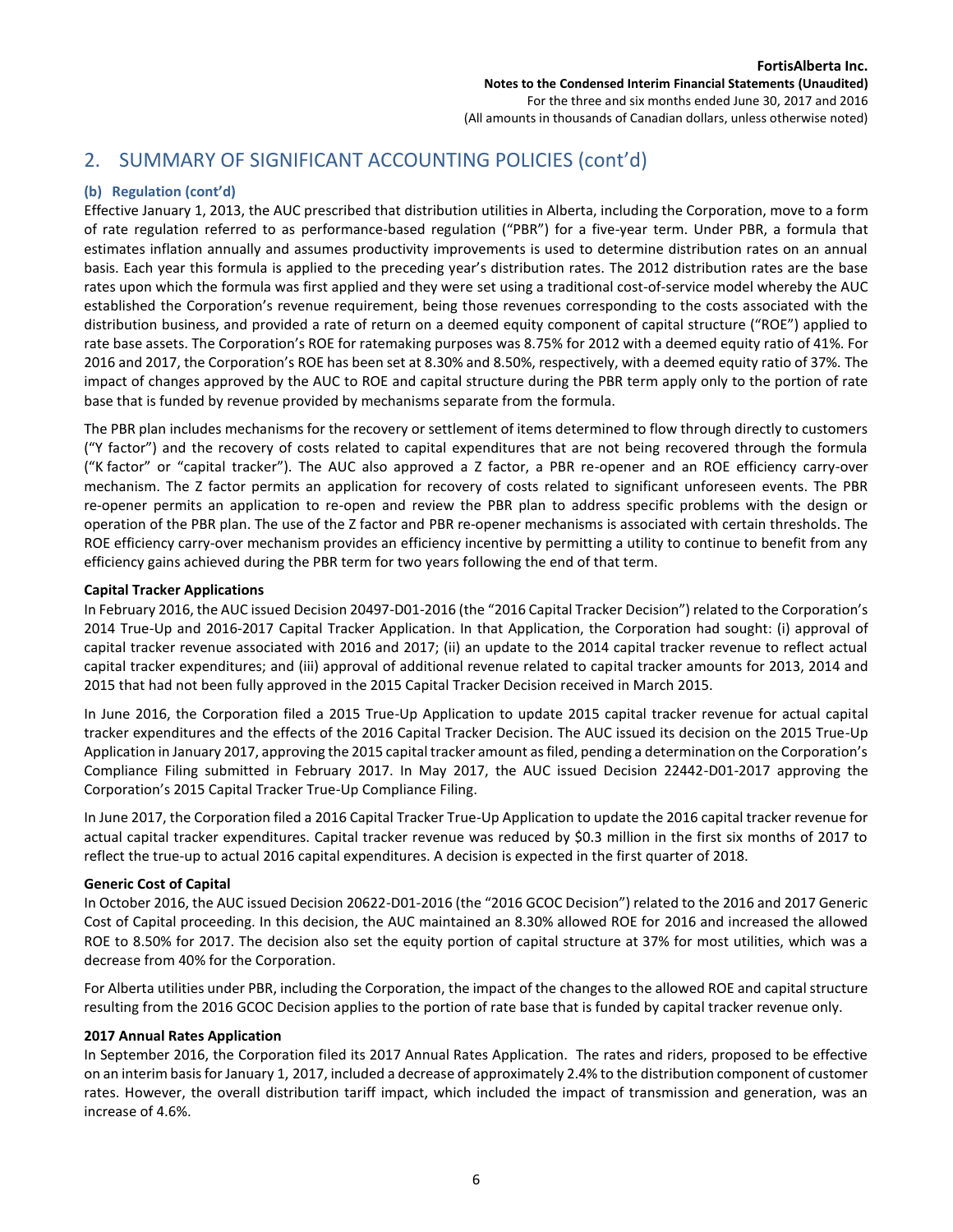## 2. SUMMARY OF SIGNIFICANT ACCOUNTING POLICIES (cont'd)

### (b) Regulation (cont'd)

Effective January 1, 2013, the AUC prescribed that distribution utilities in Alberta, including the Corporation, move to a form of rate regulation referred to as performance-based regulation ("PBR") for a five-year term. Under PBR, a formula that estimates inflation annually and assumes productivity improvements is used to determine distribution rates on an annual basis. Each year this formula is applied to the preceding year's distribution rates. The 2012 distribution rates are the base rates upon which the formula was first applied and they were set using a traditional cost-of-service model whereby the AUC established the Corporation's revenue requirement, being those revenues corresponding to the costs associated with the distribution business, and provided a rate of return on a deemed equity component of capital structure ("ROE") applied to rate base assets. The Corporation's ROE for ratemaking purposes was 8.75% for 2012 with a deemed equity ratio of 41%. For 2016 and 2017, the Corporation's ROE has been set at 8.30% and 8.50%, respectively, with a deemed equity ratio of 37%. The impact of changes approved by the AUC to ROE and capital structure during the PBR term apply only to the portion of rate base that is funded by revenue provided by mechanisms separate from the formula.

The PBR plan includes mechanisms for the recovery or settlement of items determined to flow through directly to customers ("Y factor") and the recovery of costs related to capital expenditures that are not being recovered through the formula ("K factor" or "capital tracker"). The AUC also approved a Z factor, a PBR re-opener and an ROE efficiency carry-over mechanism. The Z factor permits an application for recovery of costs related to significant unforeseen events. The PBR re-opener permits an application to re-open and review the PBR plan to address specific problems with the design or operation of the PBR plan. The use of the Z factor and PBR re-opener mechanisms is associated with certain thresholds. The ROE efficiency carry-over mechanism provides an efficiency incentive by permitting a utility to continue to benefit from any efficiency gains achieved during the PBR term for two years following the end of that term.

**Capital Tracker Applications**

In February 2016, the AUC issued Decision 20497-D01-2016 (the "2016 Capital Tracker Decision") related to the Corporation's 2014 True-Up and 2016-2017 Capital Tracker Application. In that Application, the Corporation had sought: (i) approval of capital tracker revenue associated with 2016 and 2017; (ii) an update to the 2014 capital tracker revenue to reflect actual capital tracker expenditures; and (iii) approval of additional revenue related to capital tracker amounts for 2013, 2014 and 2015 that had not been fully approved in the 2015 Capital Tracker Decision received in March 2015.

In June 2016, the Corporation filed a 2015 True-Up Application to update 2015 capital tracker revenue for actual capital tracker expenditures and the effects of the 2016 Capital Tracker Decision. The AUC issued its decision on the 2015 True-Up Application in January 2017, approving the 2015 capital tracker amount as filed, pending a determination on the Corporation's Compliance Filing submitted in February 2017. In May 2017, the AUC issued Decision 22442-D01-2017 approving the Corporation's 2015 Capital Tracker True-Up Compliance Filing.

In June 2017, the Corporation filed a 2016 Capital Tracker True-Up Application to update the 2016 capital tracker revenue for actual capital tracker expenditures. Capital tracker revenue was reduced by $0.3 million in the first six months of 2017 to reflect the true-up to actual 2016 capital expenditures. A decision is expected in the first quarter of 2018.

**Generic Cost of Capital**

In October 2016, the AUC issued Decision 20622-D01-2016 (the "2016 GCOC Decision") related to the 2016 and 2017 Generic Cost of Capital proceeding. In this decision, the AUC maintained an 8.30% allowed ROE for 2016 and increased the allowed ROE to 8.50% for 2017. The decision also set the equity portion of capital structure at 37% for most utilities, which was a decrease from 40% for the Corporation.

For Alberta utilities under PBR, including the Corporation, the impact of the changes to the allowed ROE and capital structure resulting from the 2016 GCOC Decision applies to the portion of rate base that is funded by capital tracker revenue only.

**2017 Annual Rates Application**

In September 2016, the Corporation filed its 2017 Annual Rates Application. The rates and riders, proposed to be effective on an interim basis for January 1, 2017, included a decrease of approximately 2.4% to the distribution component of customer rates. However, the overall distribution tariff impact, which included the impact of transmission and generation, was an increase of 4.6%.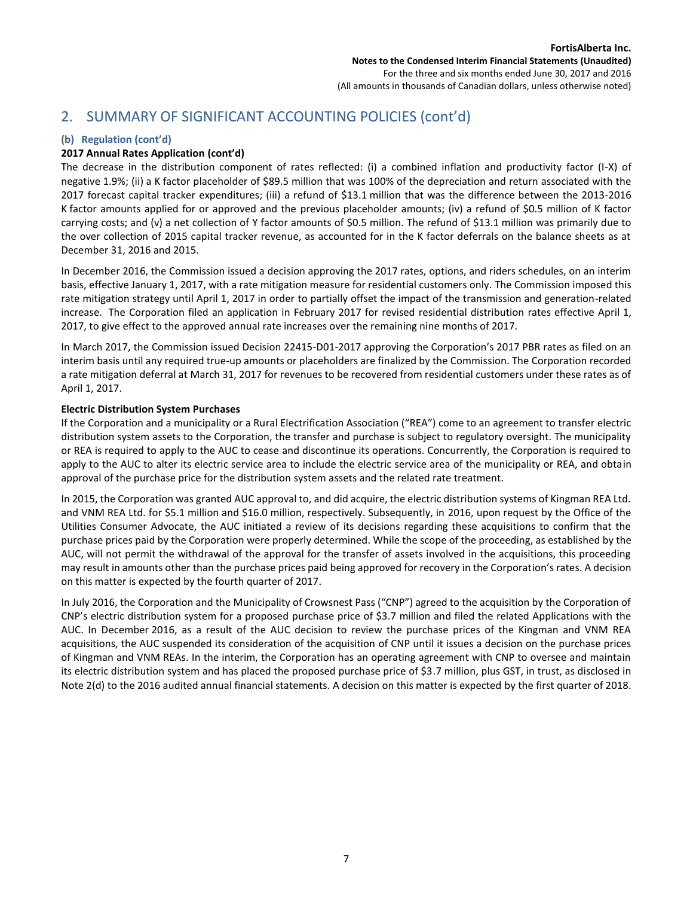## 2. SUMMARY OF SIGNIFICANT ACCOUNTING POLICIES (cont'd)

### (b) Regulation (cont'd)

**2017 Annual Rates Application (cont'd)**

The decrease in the distribution component of rates reflected: (i) a combined inflation and productivity factor (I-X) of negative 1.9%; (ii) a K factor placeholder of $89.5 million that was 100% of the depreciation and return associated with the 2017 forecast capital tracker expenditures; (iii) a refund of $13.1 million that was the difference between the 2013-2016 K factor amounts applied for or approved and the previous placeholder amounts; (iv) a refund of $0.5 million of K factor carrying costs; and (v) a net collection of Y factor amounts of $0.5 million. The refund of $13.1 million was primarily due to the over collection of 2015 capital tracker revenue, as accounted for in the K factor deferrals on the balance sheets as at December 31, 2016 and 2015.

In December 2016, the Commission issued a decision approving the 2017 rates, options, and riders schedules, on an interim basis, effective January 1, 2017, with a rate mitigation measure for residential customers only. The Commission imposed this rate mitigation strategy until April 1, 2017 in order to partially offset the impact of the transmission and generation-related increase. The Corporation filed an application in February 2017 for revised residential distribution rates effective April 1, 2017, to give effect to the approved annual rate increases over the remaining nine months of 2017.

In March 2017, the Commission issued Decision 22415-D01-2017 approving the Corporation's 2017 PBR rates as filed on an interim basis until any required true-up amounts or placeholders are finalized by the Commission. The Corporation recorded a rate mitigation deferral at March 31, 2017 for revenues to be recovered from residential customers under these rates as of April 1, 2017.

**Electric Distribution System Purchases**

If the Corporation and a municipality or a Rural Electrification Association ("REA") come to an agreement to transfer electric distribution system assets to the Corporation, the transfer and purchase is subject to regulatory oversight. The municipality or REA is required to apply to the AUC to cease and discontinue its operations. Concurrently, the Corporation is required to apply to the AUC to alter its electric service area to include the electric service area of the municipality or REA, and obtain approval of the purchase price for the distribution system assets and the related rate treatment.

In 2015, the Corporation was granted AUC approval to, and did acquire, the electric distribution systems of Kingman REA Ltd. and VNM REA Ltd. for $5.1 million and $16.0 million, respectively. Subsequently, in 2016, upon request by the Office of the Utilities Consumer Advocate, the AUC initiated a review of its decisions regarding these acquisitions to confirm that the purchase prices paid by the Corporation were properly determined. While the scope of the proceeding, as established by the AUC, will not permit the withdrawal of the approval for the transfer of assets involved in the acquisitions, this proceeding may result in amounts other than the purchase prices paid being approved for recovery in the Corporation's rates. A decision on this matter is expected by the fourth quarter of 2017.

In July 2016, the Corporation and the Municipality of Crowsnest Pass ("CNP") agreed to the acquisition by the Corporation of CNP's electric distribution system for a proposed purchase price of $3.7 million and filed the related Applications with the AUC. In December 2016, as a result of the AUC decision to review the purchase prices of the Kingman and VNM REA acquisitions, the AUC suspended its consideration of the acquisition of CNP until it issues a decision on the purchase prices of Kingman and VNM REAs. In the interim, the Corporation has an operating agreement with CNP to oversee and maintain its electric distribution system and has placed the proposed purchase price of $3.7 million, plus GST, in trust, as disclosed in Note 2(d) to the 2016 audited annual financial statements. A decision on this matter is expected by the first quarter of 2018.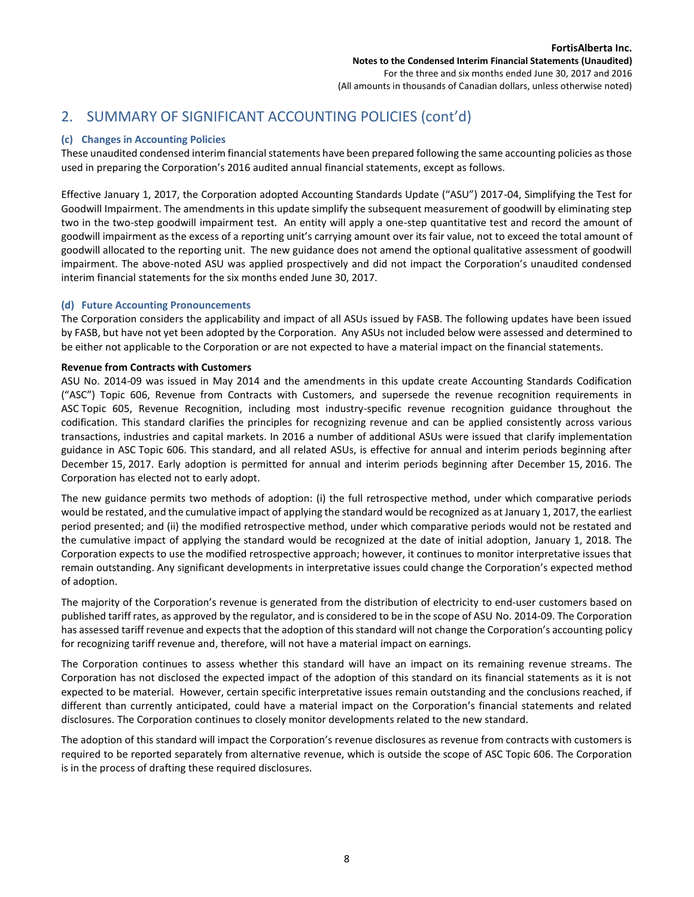## 2. SUMMARY OF SIGNIFICANT ACCOUNTING POLICIES (cont'd)

### (c) Changes in Accounting Policies

These unaudited condensed interim financial statements have been prepared following the same accounting policies as those used in preparing the Corporation's 2016 audited annual financial statements, except as follows.

Effective January 1, 2017, the Corporation adopted Accounting Standards Update ("ASU") 2017-04, Simplifying the Test for Goodwill Impairment. The amendments in this update simplify the subsequent measurement of goodwill by eliminating step two in the two-step goodwill impairment test. An entity will apply a one-step quantitative test and record the amount of goodwill impairment as the excess of a reporting unit's carrying amount over its fair value, not to exceed the total amount of goodwill allocated to the reporting unit. The new guidance does not amend the optional qualitative assessment of goodwill impairment. The above-noted ASU was applied prospectively and did not impact the Corporation's unaudited condensed interim financial statements for the six months ended June 30, 2017.

### (d) Future Accounting Pronouncements

The Corporation considers the applicability and impact of all ASUs issued by FASB. The following updates have been issued by FASB, but have not yet been adopted by the Corporation. Any ASUs not included below were assessed and determined to be either not applicable to the Corporation or are not expected to have a material impact on the financial statements.

**Revenue from Contracts with Customers**

ASU No. 2014-09 was issued in May 2014 and the amendments in this update create Accounting Standards Codification ("ASC") Topic 606, Revenue from Contracts with Customers, and supersede the revenue recognition requirements in ASC Topic 605, Revenue Recognition, including most industry-specific revenue recognition guidance throughout the codification. This standard clarifies the principles for recognizing revenue and can be applied consistently across various transactions, industries and capital markets. In 2016 a number of additional ASUs were issued that clarify implementation guidance in ASC Topic 606. This standard, and all related ASUs, is effective for annual and interim periods beginning after December 15, 2017. Early adoption is permitted for annual and interim periods beginning after December 15, 2016. The Corporation has elected not to early adopt.

The new guidance permits two methods of adoption: (i) the full retrospective method, under which comparative periods would be restated, and the cumulative impact of applying the standard would be recognized as at January 1, 2017, the earliest period presented; and (ii) the modified retrospective method, under which comparative periods would not be restated and the cumulative impact of applying the standard would be recognized at the date of initial adoption, January 1, 2018. The Corporation expects to use the modified retrospective approach; however, it continues to monitor interpretative issues that remain outstanding. Any significant developments in interpretative issues could change the Corporation's expected method of adoption.

The majority of the Corporation's revenue is generated from the distribution of electricity to end-user customers based on published tariff rates, as approved by the regulator, and is considered to be in the scope of ASU No. 2014-09. The Corporation has assessed tariff revenue and expects that the adoption of this standard will not change the Corporation's accounting policy for recognizing tariff revenue and, therefore, will not have a material impact on earnings.

The Corporation continues to assess whether this standard will have an impact on its remaining revenue streams. The Corporation has not disclosed the expected impact of the adoption of this standard on its financial statements as it is not expected to be material. However, certain specific interpretative issues remain outstanding and the conclusions reached, if different than currently anticipated, could have a material impact on the Corporation's financial statements and related disclosures. The Corporation continues to closely monitor developments related to the new standard.

The adoption of this standard will impact the Corporation's revenue disclosures as revenue from contracts with customers is required to be reported separately from alternative revenue, which is outside the scope of ASC Topic 606. The Corporation is in the process of drafting these required disclosures.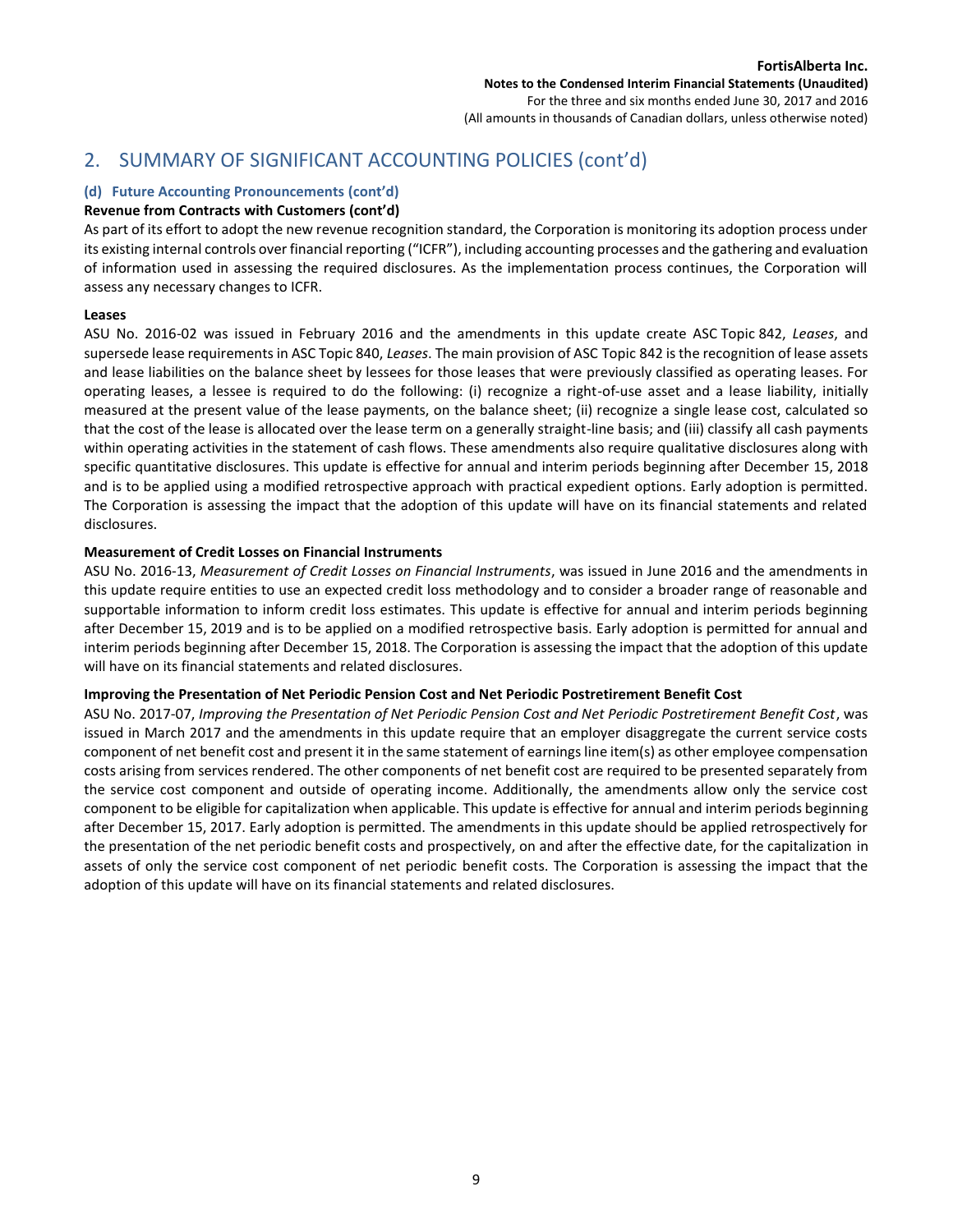## 2. SUMMARY OF SIGNIFICANT ACCOUNTING POLICIES (cont'd)

### (d) Future Accounting Pronouncements (cont'd)

**Revenue from Contracts with Customers (cont'd)**

As part of its effort to adopt the new revenue recognition standard, the Corporation is monitoring its adoption process under its existing internal controls over financial reporting ("ICFR"), including accounting processes and the gathering and evaluation of information used in assessing the required disclosures. As the implementation process continues, the Corporation will assess any necessary changes to ICFR.

**Leases**

ASU No. 2016-02 was issued in February 2016 and the amendments in this update create ASC Topic 842, *Leases*, and supersede lease requirements in ASC Topic 840, *Leases*. The main provision of ASC Topic 842 is the recognition of lease assets and lease liabilities on the balance sheet by lessees for those leases that were previously classified as operating leases. For operating leases, a lessee is required to do the following: (i) recognize a right-of-use asset and a lease liability, initially measured at the present value of the lease payments, on the balance sheet; (ii) recognize a single lease cost, calculated so that the cost of the lease is allocated over the lease term on a generally straight-line basis; and (iii) classify all cash payments within operating activities in the statement of cash flows. These amendments also require qualitative disclosures along with specific quantitative disclosures. This update is effective for annual and interim periods beginning after December 15, 2018 and is to be applied using a modified retrospective approach with practical expedient options. Early adoption is permitted. The Corporation is assessing the impact that the adoption of this update will have on its financial statements and related disclosures.

**Measurement of Credit Losses on Financial Instruments**

ASU No. 2016-13, *Measurement of Credit Losses on Financial Instruments*, was issued in June 2016 and the amendments in this update require entities to use an expected credit loss methodology and to consider a broader range of reasonable and supportable information to inform credit loss estimates. This update is effective for annual and interim periods beginning after December 15, 2019 and is to be applied on a modified retrospective basis. Early adoption is permitted for annual and interim periods beginning after December 15, 2018. The Corporation is assessing the impact that the adoption of this update will have on its financial statements and related disclosures.

**Improving the Presentation of Net Periodic Pension Cost and Net Periodic Postretirement Benefit Cost**

ASU No. 2017-07, *Improving the Presentation of Net Periodic Pension Cost and Net Periodic Postretirement Benefit Cost*, was issued in March 2017 and the amendments in this update require that an employer disaggregate the current service costs component of net benefit cost and present it in the same statement of earnings line item(s) as other employee compensation costs arising from services rendered. The other components of net benefit cost are required to be presented separately from the service cost component and outside of operating income. Additionally, the amendments allow only the service cost component to be eligible for capitalization when applicable. This update is effective for annual and interim periods beginning after December 15, 2017. Early adoption is permitted. The amendments in this update should be applied retrospectively for the presentation of the net periodic benefit costs and prospectively, on and after the effective date, for the capitalization in assets of only the service cost component of net periodic benefit costs. The Corporation is assessing the impact that the adoption of this update will have on its financial statements and related disclosures.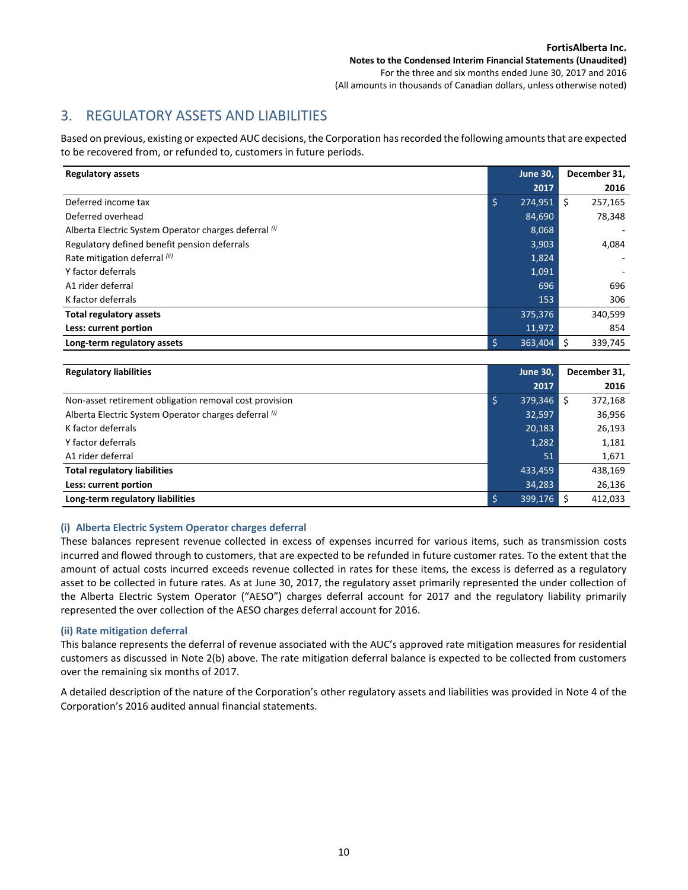## 3. REGULATORY ASSETS AND LIABILITIES

Based on previous, existing or expected AUC decisions, the Corporation has recorded the following amounts that are expected to be recovered from, or refunded to, customers in future periods.

| **Regulatory assets** | **June 30, 2017** | **December 31, 2016** |
|---|---|---|
| Deferred income tax | $ 274,951 | $ 257,165 |
| Deferred overhead | 84,690 | 78,348 |
| Alberta Electric System Operator charges deferral *(i)* | 8,068 | - |
| Regulatory defined benefit pension deferrals | 3,903 | 4,084 |
| Rate mitigation deferral *(ii)* | 1,824 | - |
| Y factor deferrals | 1,091 | - |
| A1 rider deferral | 696 | 696 |
| K factor deferrals | 153 | 306 |
| **Total regulatory assets** | 375,376 | 340,599 |
| **Less: current portion** | 11,972 | 854 |
| **Long-term regulatory assets** | $ 363,404 | $ 339,745 |

| **Regulatory liabilities** | **June 30, 2017** | **December 31, 2016** |
|---|---|---|
| Non-asset retirement obligation removal cost provision | $ 379,346 | $ 372,168 |
| Alberta Electric System Operator charges deferral *(i)* | 32,597 | 36,956 |
| K factor deferrals | 20,183 | 26,193 |
| Y factor deferrals | 1,282 | 1,181 |
| A1 rider deferral | 51 | 1,671 |
| **Total regulatory liabilities** | 433,459 | 438,169 |
| **Less: current portion** | 34,283 | 26,136 |
| **Long-term regulatory liabilities** | $ 399,176 | $ 412,033 |

#### (i) Alberta Electric System Operator charges deferral

These balances represent revenue collected in excess of expenses incurred for various items, such as transmission costs incurred and flowed through to customers, that are expected to be refunded in future customer rates. To the extent that the amount of actual costs incurred exceeds revenue collected in rates for these items, the excess is deferred as a regulatory asset to be collected in future rates. As at June 30, 2017, the regulatory asset primarily represented the under collection of the Alberta Electric System Operator ("AESO") charges deferral account for 2017 and the regulatory liability primarily represented the over collection of the AESO charges deferral account for 2016.

#### (ii) Rate mitigation deferral

This balance represents the deferral of revenue associated with the AUC's approved rate mitigation measures for residential customers as discussed in Note 2(b) above. The rate mitigation deferral balance is expected to be collected from customers over the remaining six months of 2017.

A detailed description of the nature of the Corporation's other regulatory assets and liabilities was provided in Note 4 of the Corporation's 2016 audited annual financial statements.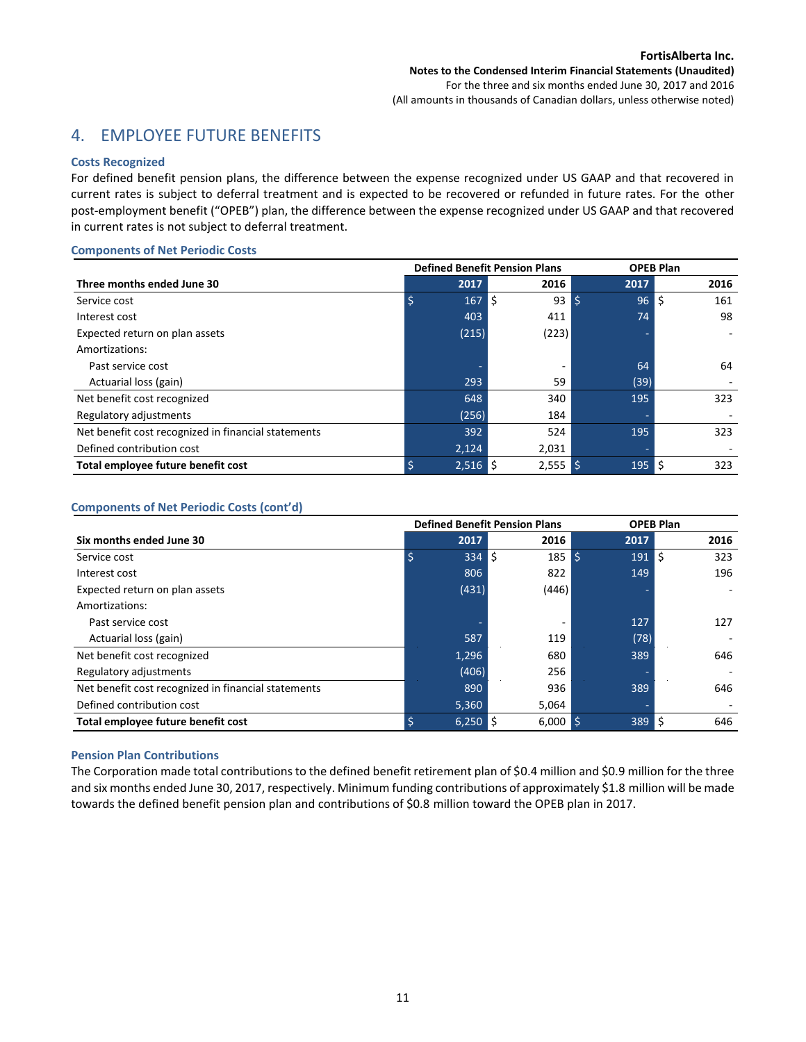## 4. EMPLOYEE FUTURE BENEFITS

### Costs Recognized

For defined benefit pension plans, the difference between the expense recognized under US GAAP and that recovered in current rates is subject to deferral treatment and is expected to be recovered or refunded in future rates. For the other post-employment benefit ("OPEB") plan, the difference between the expense recognized under US GAAP and that recovered in current rates is not subject to deferral treatment.

### Components of Net Periodic Costs

| | Defined Benefit Pension Plans | | OPEB Plan | |
|---|---|---|---|---|
| **Three months ended June 30** | **2017** | **2016** | **2017** | **2016** |
| Service cost | $ 167 | $ 93 | $ 96 | $ 161 |
| Interest cost | 403 | 411 | 74 | 98 |
| Expected return on plan assets | (215) | (223) | - | - |
| Amortizations: | | | | |
| Past service cost | - | - | 64 | 64 |
| Actuarial loss (gain) | 293 | 59 | (39) | - |
| Net benefit cost recognized | 648 | 340 | 195 | 323 |
| Regulatory adjustments | (256) | 184 | - | - |
| Net benefit cost recognized in financial statements | 392 | 524 | 195 | 323 |
| Defined contribution cost | 2,124 | 2,031 | - | - |
| **Total employee future benefit cost** | $ 2,516 | $ 2,555 | $ 195 | $ 323 |

### Components of Net Periodic Costs (cont'd)

| | Defined Benefit Pension Plans | | OPEB Plan | |
|---|---|---|---|---|
| **Six months ended June 30** | **2017** | **2016** | **2017** | **2016** |
| Service cost | $ 334 | $ 185 | $ 191 | $ 323 |
| Interest cost | 806 | 822 | 149 | 196 |
| Expected return on plan assets | (431) | (446) | - | - |
| Amortizations: | | | | |
| Past service cost | - | - | 127 | 127 |
| Actuarial loss (gain) | 587 | 119 | (78) | - |
| Net benefit cost recognized | 1,296 | 680 | 389 | 646 |
| Regulatory adjustments | (406) | 256 | - | - |
| Net benefit cost recognized in financial statements | 890 | 936 | 389 | 646 |
| Defined contribution cost | 5,360 | 5,064 | - | - |
| **Total employee future benefit cost** | $ 6,250 | $ 6,000 | $ 389 | $ 646 |

### Pension Plan Contributions

The Corporation made total contributions to the defined benefit retirement plan of $0.4 million and $0.9 million for the three and six months ended June 30, 2017, respectively. Minimum funding contributions of approximately $1.8 million will be made towards the defined benefit pension plan and contributions of $0.8 million toward the OPEB plan in 2017.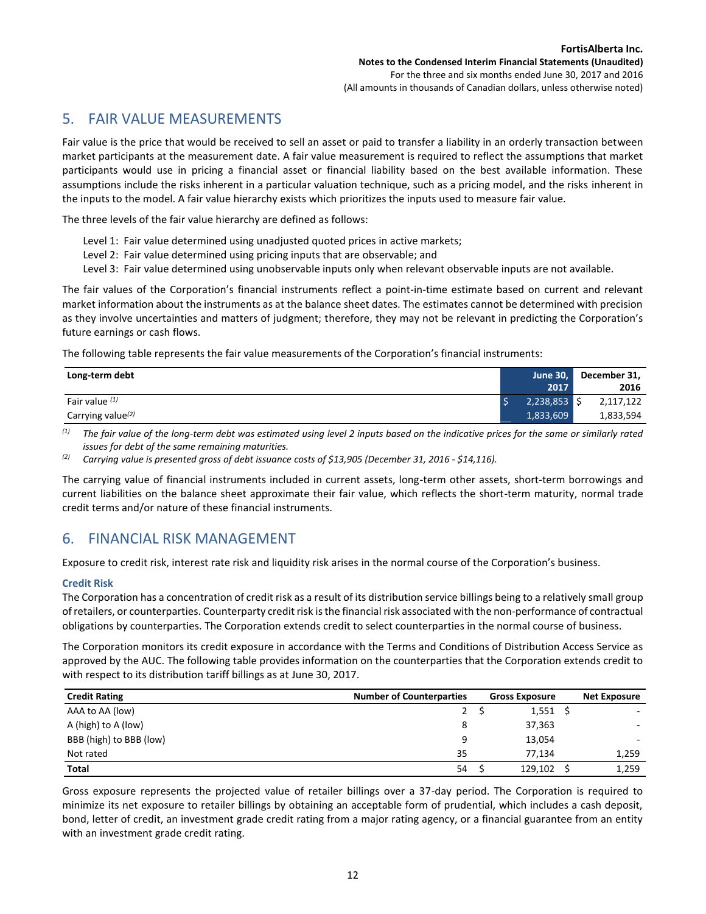## 5. FAIR VALUE MEASUREMENTS

Fair value is the price that would be received to sell an asset or paid to transfer a liability in an orderly transaction between market participants at the measurement date. A fair value measurement is required to reflect the assumptions that market participants would use in pricing a financial asset or financial liability based on the best available information. These assumptions include the risks inherent in a particular valuation technique, such as a pricing model, and the risks inherent in the inputs to the model. A fair value hierarchy exists which prioritizes the inputs used to measure fair value.

The three levels of the fair value hierarchy are defined as follows:

Level 1: Fair value determined using unadjusted quoted prices in active markets;
Level 2: Fair value determined using pricing inputs that are observable; and
Level 3: Fair value determined using unobservable inputs only when relevant observable inputs are not available.

The fair values of the Corporation's financial instruments reflect a point-in-time estimate based on current and relevant market information about the instruments as at the balance sheet dates. The estimates cannot be determined with precision as they involve uncertainties and matters of judgment; therefore, they may not be relevant in predicting the Corporation's future earnings or cash flows.

The following table represents the fair value measurements of the Corporation's financial instruments:

| Long-term debt | June 30, 2017 | December 31, 2016 |
|---|---|---|
| Fair value [(1)] | $ 2,238,853 | $ 2,117,122 |
| Carrying value[(2)] | 1,833,609 | 1,833,594 |

*(1) The fair value of the long-term debt was estimated using level 2 inputs based on the indicative prices for the same or similarly rated issues for debt of the same remaining maturities.*

*(2) Carrying value is presented gross of debt issuance costs of $13,905 (December 31, 2016 - $14,116).*

The carrying value of financial instruments included in current assets, long-term other assets, short-term borrowings and current liabilities on the balance sheet approximate their fair value, which reflects the short-term maturity, normal trade credit terms and/or nature of these financial instruments.

## 6. FINANCIAL RISK MANAGEMENT

Exposure to credit risk, interest rate risk and liquidity risk arises in the normal course of the Corporation's business.

### Credit Risk

The Corporation has a concentration of credit risk as a result of its distribution service billings being to a relatively small group of retailers, or counterparties. Counterparty credit risk is the financial risk associated with the non-performance of contractual obligations by counterparties. The Corporation extends credit to select counterparties in the normal course of business.

The Corporation monitors its credit exposure in accordance with the Terms and Conditions of Distribution Access Service as approved by the AUC. The following table provides information on the counterparties that the Corporation extends credit to with respect to its distribution tariff billings as at June 30, 2017.

| Credit Rating | Number of Counterparties | Gross Exposure | Net Exposure |
|---|---|---|---|
| AAA to AA (low) | 2 | $ 1,551 | $ - |
| A (high) to A (low) | 8 | 37,363 | - |
| BBB (high) to BBB (low) | 9 | 13,054 | - |
| Not rated | 35 | 77,134 | 1,259 |
| **Total** | 54 | $ 129,102 | $ 1,259 |

Gross exposure represents the projected value of retailer billings over a 37-day period. The Corporation is required to minimize its net exposure to retailer billings by obtaining an acceptable form of prudential, which includes a cash deposit, bond, letter of credit, an investment grade credit rating from a major rating agency, or a financial guarantee from an entity with an investment grade credit rating.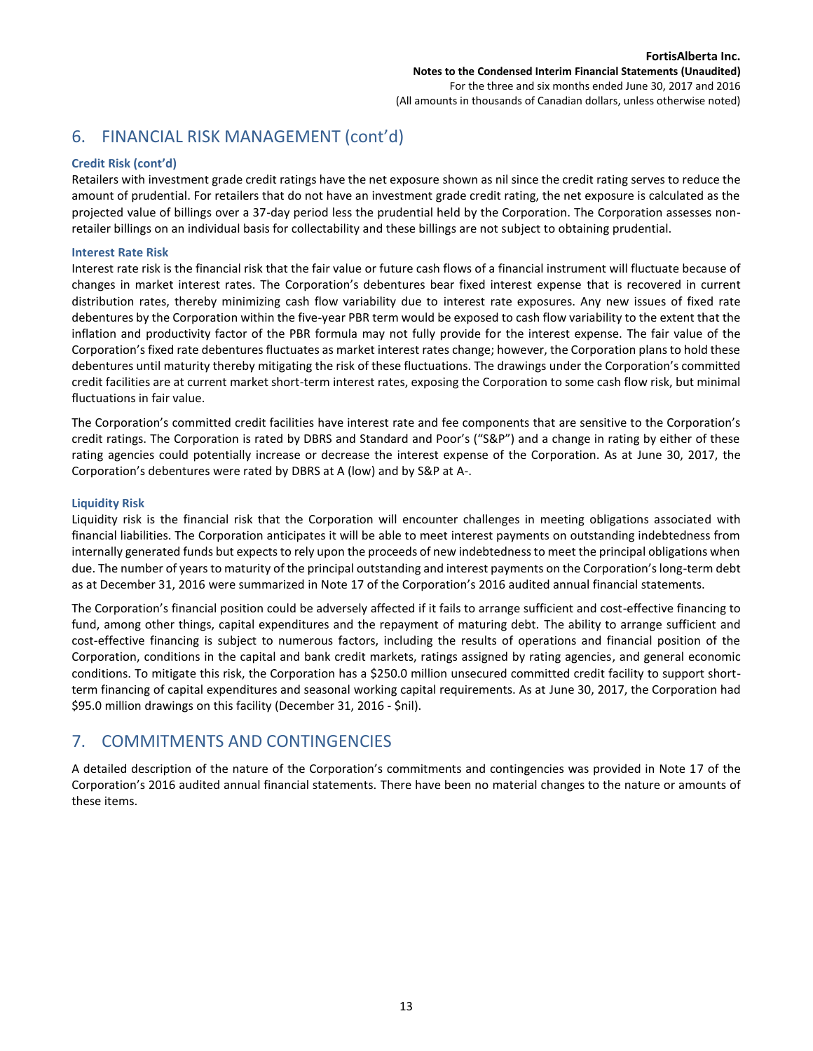## 6. FINANCIAL RISK MANAGEMENT (cont'd)

### Credit Risk (cont'd)

Retailers with investment grade credit ratings have the net exposure shown as nil since the credit rating serves to reduce the amount of prudential. For retailers that do not have an investment grade credit rating, the net exposure is calculated as the projected value of billings over a 37-day period less the prudential held by the Corporation. The Corporation assesses non-retailer billings on an individual basis for collectability and these billings are not subject to obtaining prudential.

### Interest Rate Risk

Interest rate risk is the financial risk that the fair value or future cash flows of a financial instrument will fluctuate because of changes in market interest rates. The Corporation's debentures bear fixed interest expense that is recovered in current distribution rates, thereby minimizing cash flow variability due to interest rate exposures. Any new issues of fixed rate debentures by the Corporation within the five-year PBR term would be exposed to cash flow variability to the extent that the inflation and productivity factor of the PBR formula may not fully provide for the interest expense. The fair value of the Corporation's fixed rate debentures fluctuates as market interest rates change; however, the Corporation plans to hold these debentures until maturity thereby mitigating the risk of these fluctuations. The drawings under the Corporation's committed credit facilities are at current market short-term interest rates, exposing the Corporation to some cash flow risk, but minimal fluctuations in fair value.

The Corporation's committed credit facilities have interest rate and fee components that are sensitive to the Corporation's credit ratings. The Corporation is rated by DBRS and Standard and Poor's ("S&P") and a change in rating by either of these rating agencies could potentially increase or decrease the interest expense of the Corporation. As at June 30, 2017, the Corporation's debentures were rated by DBRS at A (low) and by S&P at A-.

### Liquidity Risk

Liquidity risk is the financial risk that the Corporation will encounter challenges in meeting obligations associated with financial liabilities. The Corporation anticipates it will be able to meet interest payments on outstanding indebtedness from internally generated funds but expects to rely upon the proceeds of new indebtedness to meet the principal obligations when due. The number of years to maturity of the principal outstanding and interest payments on the Corporation's long-term debt as at December 31, 2016 were summarized in Note 17 of the Corporation's 2016 audited annual financial statements.

The Corporation's financial position could be adversely affected if it fails to arrange sufficient and cost-effective financing to fund, among other things, capital expenditures and the repayment of maturing debt. The ability to arrange sufficient and cost-effective financing is subject to numerous factors, including the results of operations and financial position of the Corporation, conditions in the capital and bank credit markets, ratings assigned by rating agencies, and general economic conditions. To mitigate this risk, the Corporation has a $250.0 million unsecured committed credit facility to support short-term financing of capital expenditures and seasonal working capital requirements. As at June 30, 2017, the Corporation had $95.0 million drawings on this facility (December 31, 2016 - $nil).

## 7. COMMITMENTS AND CONTINGENCIES

A detailed description of the nature of the Corporation's commitments and contingencies was provided in Note 17 of the Corporation's 2016 audited annual financial statements. There have been no material changes to the nature or amounts of these items.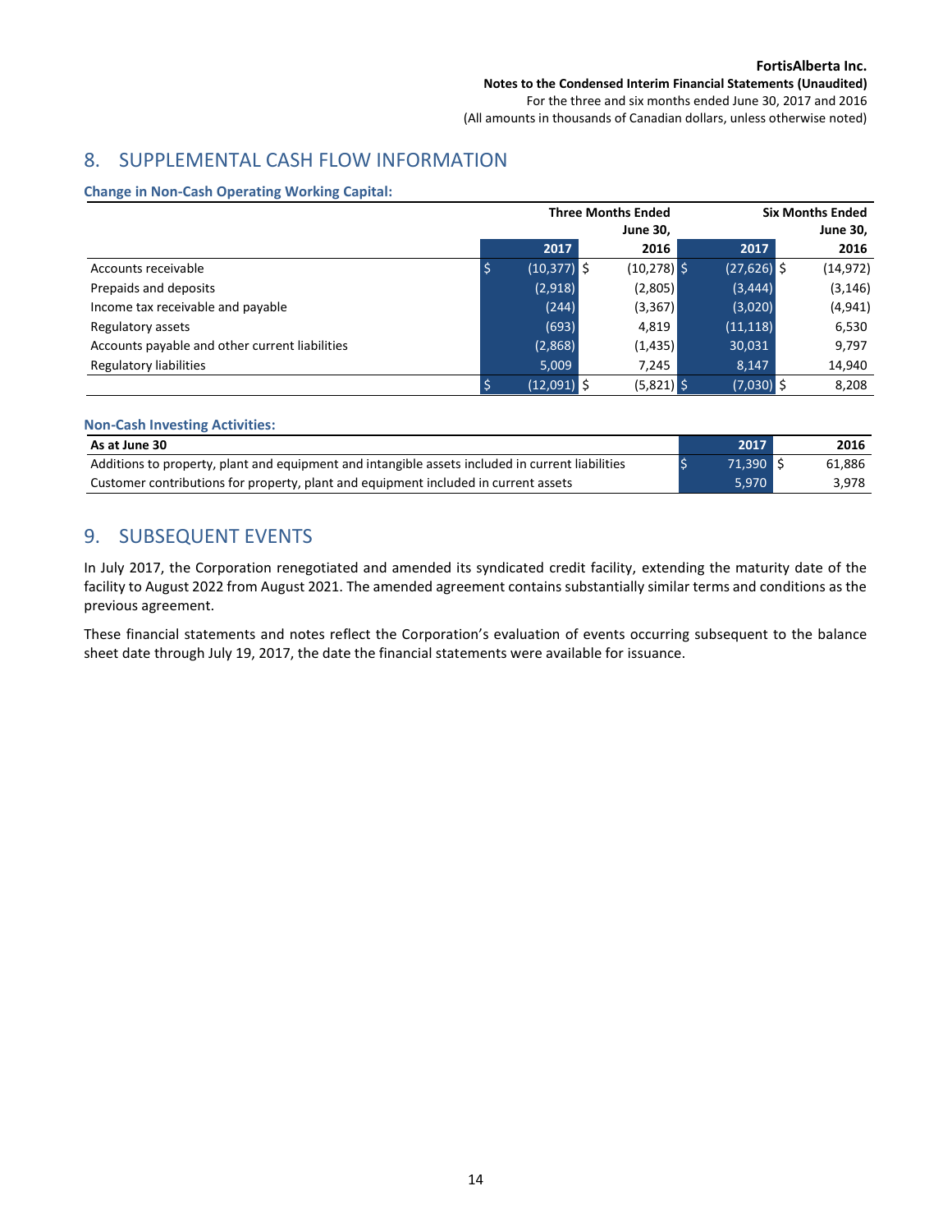## 8. SUPPLEMENTAL CASH FLOW INFORMATION

### Change in Non-Cash Operating Working Capital:

| | Three Months Ended June 30, | | Six Months Ended June 30, | |
|---|---|---|---|---|
| | 2017 | 2016 | 2017 | 2016 |
| Accounts receivable | $ (10,377) | $ (10,278) | $ (27,626) | $ (14,972) |
| Prepaids and deposits | (2,918) | (2,805) | (3,444) | (3,146) |
| Income tax receivable and payable | (244) | (3,367) | (3,020) | (4,941) |
| Regulatory assets | (693) | 4,819 | (11,118) | 6,530 |
| Accounts payable and other current liabilities | (2,868) | (1,435) | 30,031 | 9,797 |
| Regulatory liabilities | 5,009 | 7,245 | 8,147 | 14,940 |
| | $ (12,091) | $ (5,821) | $ (7,030) | $ 8,208 |

### Non-Cash Investing Activities:

| As at June 30 | 2017 | 2016 |
|---|---|---|
| Additions to property, plant and equipment and intangible assets included in current liabilities | $ 71,390 | $ 61,886 |
| Customer contributions for property, plant and equipment included in current assets | 5,970 | 3,978 |

## 9. SUBSEQUENT EVENTS

In July 2017, the Corporation renegotiated and amended its syndicated credit facility, extending the maturity date of the facility to August 2022 from August 2021. The amended agreement contains substantially similar terms and conditions as the previous agreement.

These financial statements and notes reflect the Corporation's evaluation of events occurring subsequent to the balance sheet date through July 19, 2017, the date the financial statements were available for issuance.